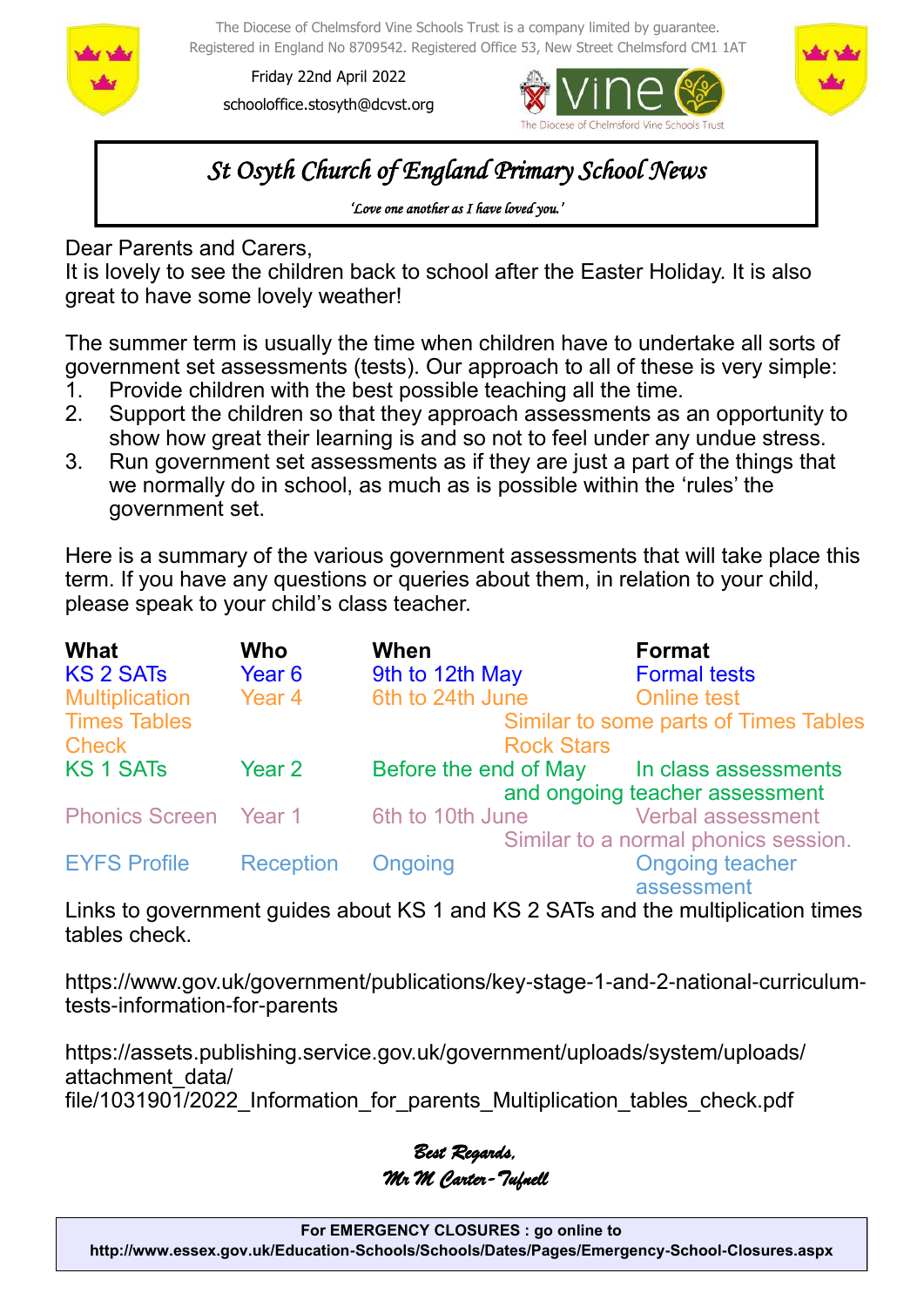The Diocese of Chelmsford Vine Schools Trust is a company limited by guarantee.
Registered in England No 8709542. Registered Office 53, New Street Chelmsford CM1 1AT

Friday 22nd April 2022

schooloffice.stosyth@dcvst.org

# St Osyth Church of England Primary School News

*'Love one another as I have loved you.'*

Dear Parents and Carers,
It is lovely to see the children back to school after the Easter Holiday. It is also great to have some lovely weather!

The summer term is usually the time when children have to undertake all sorts of government set assessments (tests). Our approach to all of these is very simple:

1. Provide children with the best possible teaching all the time.
2. Support the children so that they approach assessments as an opportunity to show how great their learning is and so not to feel under any undue stress.
3. Run government set assessments as if they are just a part of the things that we normally do in school, as much as is possible within the 'rules' the government set.

Here is a summary of the various government assessments that will take place this term. If you have any questions or queries about them, in relation to your child, please speak to your child's class teacher.

| What | Who | When | Format |
|---|---|---|---|
| KS 2 SATs | Year 6 | 9th to 12th May | Formal tests |
| Multiplication Times Tables Check | Year 4 | 6th to 24th June | Online test. Similar to some parts of Times Tables Rock Stars |
| KS 1 SATs | Year 2 | Before the end of May | In class assessments and ongoing teacher assessment |
| Phonics Screen | Year 1 | 6th to 10th June | Verbal assessment. Similar to a normal phonics session. |
| EYFS Profile | Reception | Ongoing | Ongoing teacher assessment |

Links to government guides about KS 1 and KS 2 SATs and the multiplication times tables check.

https://www.gov.uk/government/publications/key-stage-1-and-2-national-curriculum-tests-information-for-parents

https://assets.publishing.service.gov.uk/government/uploads/system/uploads/attachment_data/file/1031901/2022_Information_for_parents_Multiplication_tables_check.pdf

*Best Regards,*
*Mr M Carter-Tufnell*

**For EMERGENCY CLOSURES : go online to**
**http://www.essex.gov.uk/Education-Schools/Schools/Dates/Pages/Emergency-School-Closures.aspx**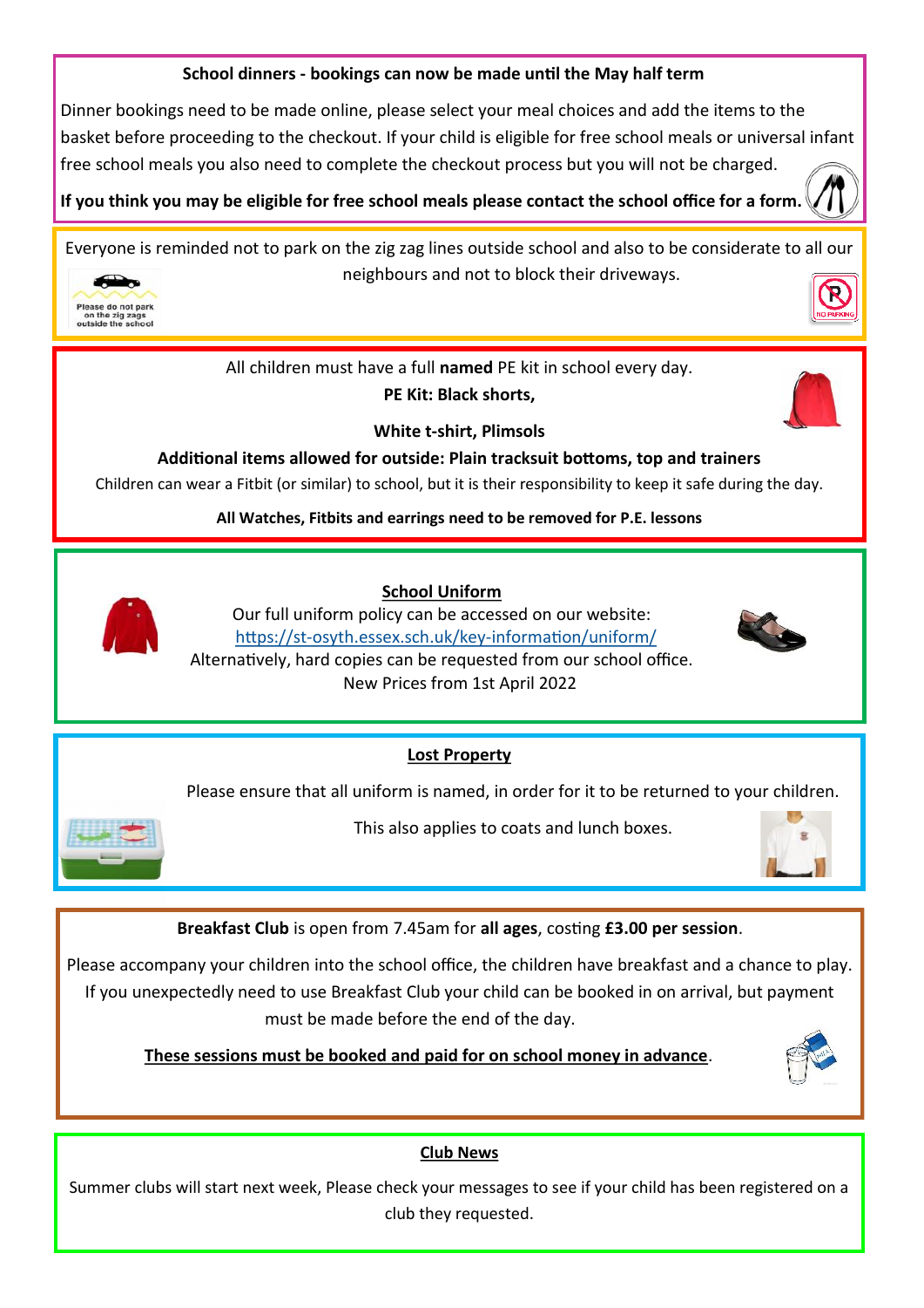**School dinners - bookings can now be made until the May half term**

Dinner bookings need to be made online, please select your meal choices and add the items to the basket before proceeding to the checkout. If your child is eligible for free school meals or universal infant free school meals you also need to complete the checkout process but you will not be charged.

**If you think you may be eligible for free school meals please contact the school office for a form.**

Everyone is reminded not to park on the zig zag lines outside school and also to be considerate to all our neighbours and not to block their driveways.

All children must have a full **named** PE kit in school every day.

**PE Kit: Black shorts,**

**White t-shirt, Plimsols**

**Additional items allowed for outside: Plain tracksuit bottoms, top and trainers**

Children can wear a Fitbit (or similar) to school, but it is their responsibility to keep it safe during the day.

**All Watches, Fitbits and earrings need to be removed for P.E. lessons**

## School Uniform

Our full uniform policy can be accessed on our website:
https://st-osyth.essex.sch.uk/key-information/uniform/
Alternatively, hard copies can be requested from our school office.
New Prices from 1st April 2022

## Lost Property

Please ensure that all uniform is named, in order for it to be returned to your children.

This also applies to coats and lunch boxes.

**Breakfast Club** is open from 7.45am for **all ages**, costing **£3.00 per session**.

Please accompany your children into the school office, the children have breakfast and a chance to play. If you unexpectedly need to use Breakfast Club your child can be booked in on arrival, but payment must be made before the end of the day.

**These sessions must be booked and paid for on school money in advance**.

## Club News

Summer clubs will start next week, Please check your messages to see if your child has been registered on a club they requested.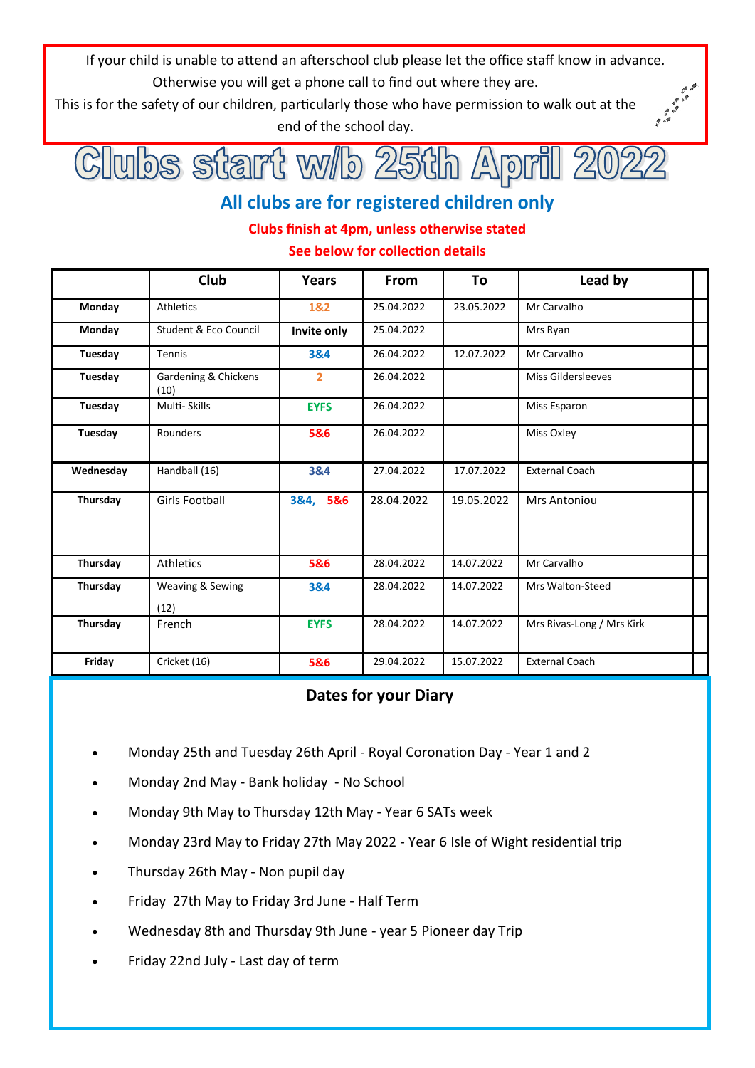If your child is unable to attend an afterschool club please let the office staff know in advance. Otherwise you will get a phone call to find out where they are.
This is for the safety of our children, particularly those who have permission to walk out at the end of the school day.

# Clubs start w/b 25th April 2022

## All clubs are for registered children only

**Clubs finish at 4pm, unless otherwise stated**

**See below for collection details**

| | Club | Years | From | To | Lead by |
|---|---|---|---|---|---|
| **Monday** | Athletics | **1&2** | 25.04.2022 | 23.05.2022 | Mr Carvalho |
| **Monday** | Student & Eco Council | **Invite only** | 25.04.2022 | | Mrs Ryan |
| **Tuesday** | Tennis | **3&4** | 26.04.2022 | 12.07.2022 | Mr Carvalho |
| **Tuesday** | Gardening & Chickens (10) | **2** | 26.04.2022 | | Miss Gildersleeves |
| **Tuesday** | Multi- Skills | **EYFS** | 26.04.2022 | | Miss Esparon |
| **Tuesday** | Rounders | **5&6** | 26.04.2022 | | Miss Oxley |
| **Wednesday** | Handball (16) | **3&4** | 27.04.2022 | 17.07.2022 | External Coach |
| **Thursday** | Girls Football | **3&4, 5&6** | 28.04.2022 | 19.05.2022 | Mrs Antoniou |
| **Thursday** | Athletics | **5&6** | 28.04.2022 | 14.07.2022 | Mr Carvalho |
| **Thursday** | Weaving & Sewing (12) | **3&4** | 28.04.2022 | 14.07.2022 | Mrs Walton-Steed |
| **Thursday** | French | **EYFS** | 28.04.2022 | 14.07.2022 | Mrs Rivas-Long / Mrs Kirk |
| **Friday** | Cricket (16) | **5&6** | 29.04.2022 | 15.07.2022 | External Coach |

## Dates for your Diary

- Monday 25th and Tuesday 26th April - Royal Coronation Day - Year 1 and 2
- Monday 2nd May - Bank holiday - No School
- Monday 9th May to Thursday 12th May - Year 6 SATs week
- Monday 23rd May to Friday 27th May 2022 - Year 6 Isle of Wight residential trip
- Thursday 26th May - Non pupil day
- Friday 27th May to Friday 3rd June - Half Term
- Wednesday 8th and Thursday 9th June - year 5 Pioneer day Trip
- Friday 22nd July - Last day of term